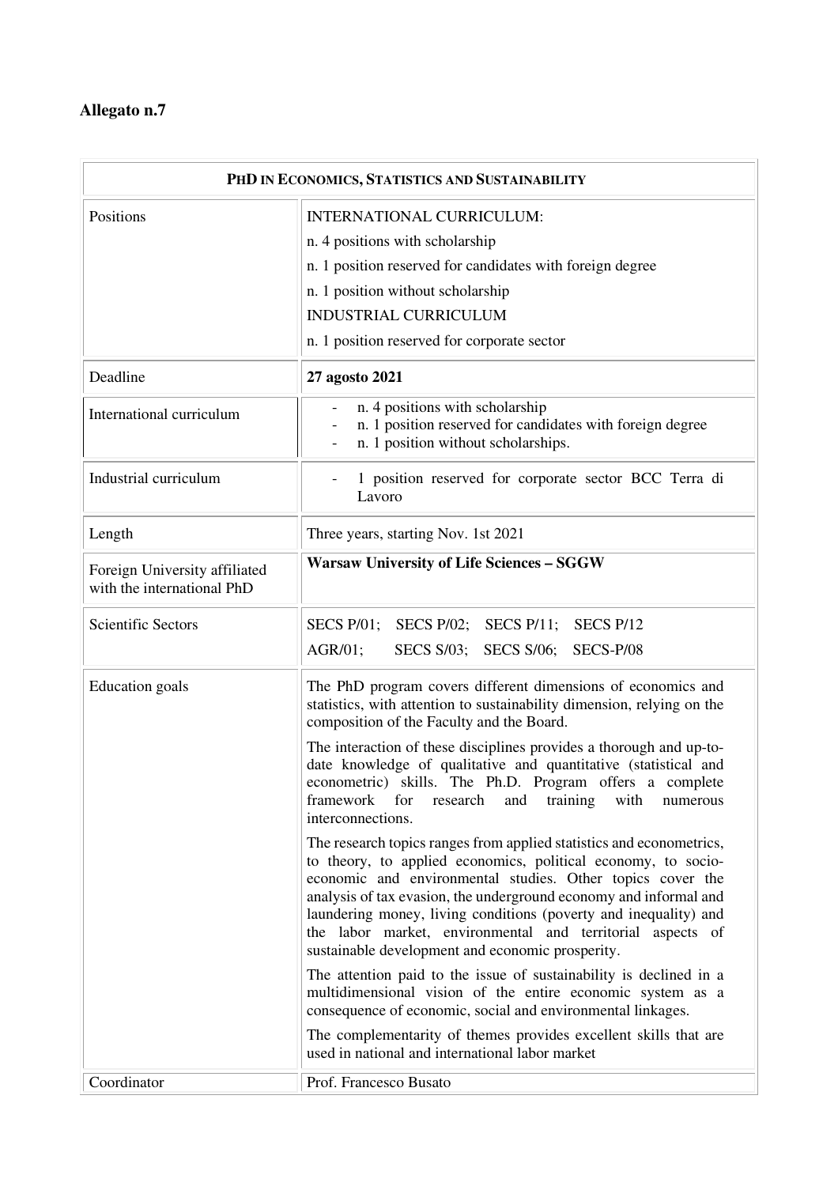**Allegato n.7**

| PHD IN ECONOMICS, STATISTICS AND SUSTAINABILITY | |
|---|---|
| Positions | INTERNATIONAL CURRICULUM:<br>n. 4 positions with scholarship<br>n. 1 position reserved for candidates with foreign degree<br>n. 1 position without scholarship<br>INDUSTRIAL CURRICULUM<br>n. 1 position reserved for corporate sector |
| Deadline | **27 agosto 2021** |
| International curriculum | - n. 4 positions with scholarship<br>- n. 1 position reserved for candidates with foreign degree<br>- n. 1 position without scholarships. |
| Industrial curriculum | - 1 position reserved for corporate sector BCC Terra di Lavoro |
| Length | Three years, starting Nov. 1st 2021 |
| Foreign University affiliated with the international PhD | **Warsaw University of Life Sciences – SGGW** |
| Scientific Sectors | SECS P/01; SECS P/02; SECS P/11; SECS P/12<br>AGR/01; SECS S/03; SECS S/06; SECS-P/08 |
| Education goals | The PhD program covers different dimensions of economics and statistics, with attention to sustainability dimension, relying on the composition of the Faculty and the Board.<br>The interaction of these disciplines provides a thorough and up-to-date knowledge of qualitative and quantitative (statistical and econometric) skills. The Ph.D. Program offers a complete framework for research and training with numerous interconnections.<br>The research topics ranges from applied statistics and econometrics, to theory, to applied economics, political economy, to socio-economic and environmental studies. Other topics cover the analysis of tax evasion, the underground economy and informal and laundering money, living conditions (poverty and inequality) and the labor market, environmental and territorial aspects of sustainable development and economic prosperity.<br>The attention paid to the issue of sustainability is declined in a multidimensional vision of the entire economic system as a consequence of economic, social and environmental linkages.<br>The complementarity of themes provides excellent skills that are used in national and international labor market |
| Coordinator | Prof. Francesco Busato |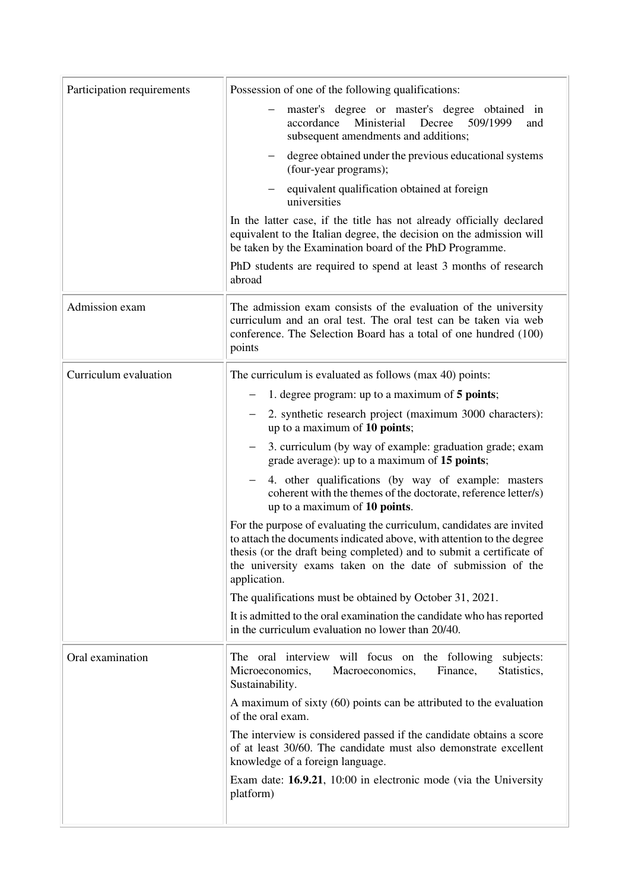| | |
|---|---|
| Participation requirements | Possession of one of the following qualifications:<br>– master's degree or master's degree obtained in accordance Ministerial Decree 509/1999 and subsequent amendments and additions;<br>– degree obtained under the previous educational systems (four-year programs);<br>– equivalent qualification obtained at foreign universities<br>In the latter case, if the title has not already officially declared equivalent to the Italian degree, the decision on the admission will be taken by the Examination board of the PhD Programme.<br>PhD students are required to spend at least 3 months of research abroad |
| Admission exam | The admission exam consists of the evaluation of the university curriculum and an oral test. The oral test can be taken via web conference. The Selection Board has a total of one hundred (100) points |
| Curriculum evaluation | The curriculum is evaluated as follows (max 40) points:<br>– 1. degree program: up to a maximum of **5 points**;<br>– 2. synthetic research project (maximum 3000 characters): up to a maximum of **10 points**;<br>– 3. curriculum (by way of example: graduation grade; exam grade average): up to a maximum of **15 points**;<br>– 4. other qualifications (by way of example: masters coherent with the themes of the doctorate, reference letter/s) up to a maximum of **10 points**.<br>For the purpose of evaluating the curriculum, candidates are invited to attach the documents indicated above, with attention to the degree thesis (or the draft being completed) and to submit a certificate of the university exams taken on the date of submission of the application.<br>The qualifications must be obtained by October 31, 2021.<br>It is admitted to the oral examination the candidate who has reported in the curriculum evaluation no lower than 20/40. |
| Oral examination | The oral interview will focus on the following subjects: Microeconomics, Macroeconomics, Finance, Statistics, Sustainability.<br>A maximum of sixty (60) points can be attributed to the evaluation of the oral exam.<br>The interview is considered passed if the candidate obtains a score of at least 30/60. The candidate must also demonstrate excellent knowledge of a foreign language.<br>Exam date: **16.9.21**, 10:00 in electronic mode (via the University platform) |